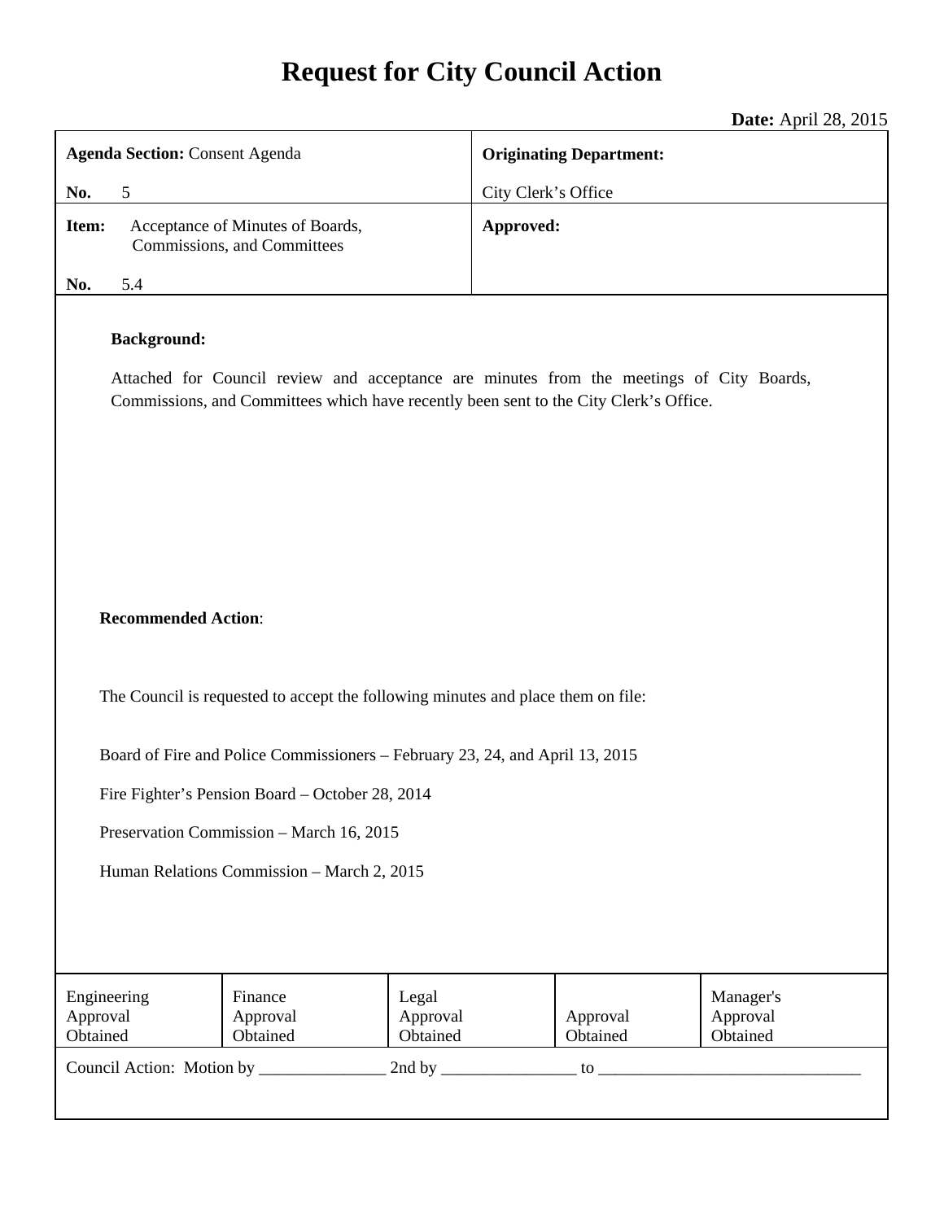# Request for City Council Action

**Date:** April 28, 2015

| **Agenda Section:** Consent Agenda<br><br>**No.** 5 | **Originating Department:**<br><br>City Clerk's Office |
|---|---|
| **Item:** Acceptance of Minutes of Boards, Commissions, and Committees<br><br>**No.** 5.4 | **Approved:** |

**Background:**

Attached for Council review and acceptance are minutes from the meetings of City Boards, Commissions, and Committees which have recently been sent to the City Clerk's Office.

**Recommended Action**:

The Council is requested to accept the following minutes and place them on file:

Board of Fire and Police Commissioners – February 23, 24, and April 13, 2015

Fire Fighter's Pension Board – October 28, 2014

Preservation Commission – March 16, 2015

Human Relations Commission – March 2, 2015

| Engineering Approval Obtained | Finance Approval Obtained | Legal Approval Obtained | Approval Obtained | Manager's Approval Obtained |
|---|---|---|---|---|

Council Action: Motion by _______________ 2nd by ________________ to _______________________________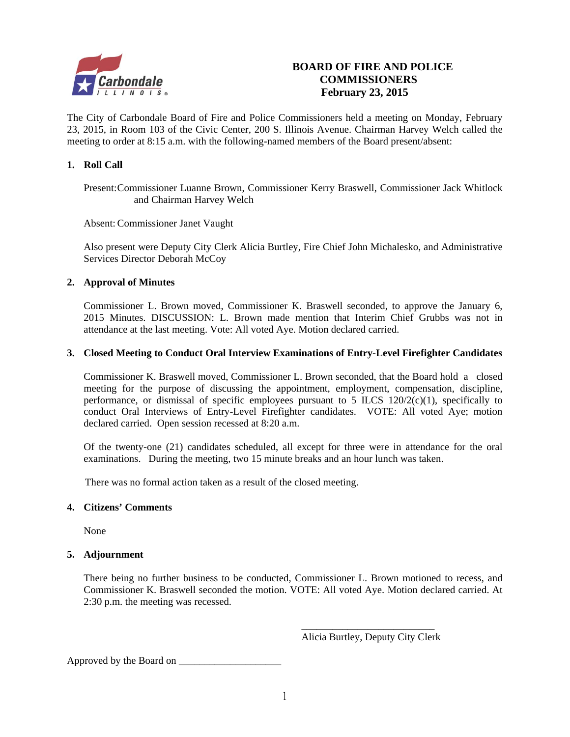# BOARD OF FIRE AND POLICE COMMISSIONERS
# February 23, 2015

The City of Carbondale Board of Fire and Police Commissioners held a meeting on Monday, February 23, 2015, in Room 103 of the Civic Center, 200 S. Illinois Avenue. Chairman Harvey Welch called the meeting to order at 8:15 a.m. with the following-named members of the Board present/absent:

## 1. Roll Call

Present: Commissioner Luanne Brown, Commissioner Kerry Braswell, Commissioner Jack Whitlock and Chairman Harvey Welch

Absent: Commissioner Janet Vaught

Also present were Deputy City Clerk Alicia Burtley, Fire Chief John Michalesko, and Administrative Services Director Deborah McCoy

## 2. Approval of Minutes

Commissioner L. Brown moved, Commissioner K. Braswell seconded, to approve the January 6, 2015 Minutes. DISCUSSION: L. Brown made mention that Interim Chief Grubbs was not in attendance at the last meeting. Vote: All voted Aye. Motion declared carried.

## 3. Closed Meeting to Conduct Oral Interview Examinations of Entry-Level Firefighter Candidates

Commissioner K. Braswell moved, Commissioner L. Brown seconded, that the Board hold a closed meeting for the purpose of discussing the appointment, employment, compensation, discipline, performance, or dismissal of specific employees pursuant to 5 ILCS 120/2(c)(1), specifically to conduct Oral Interviews of Entry-Level Firefighter candidates. VOTE: All voted Aye; motion declared carried. Open session recessed at 8:20 a.m.

Of the twenty-one (21) candidates scheduled, all except for three were in attendance for the oral examinations. During the meeting, two 15 minute breaks and an hour lunch was taken.

There was no formal action taken as a result of the closed meeting.

## 4. Citizens' Comments

None

## 5. Adjournment

There being no further business to be conducted, Commissioner L. Brown motioned to recess, and Commissioner K. Braswell seconded the motion. VOTE: All voted Aye. Motion declared carried. At 2:30 p.m. the meeting was recessed.

\_\_\_\_\_\_\_\_\_\_\_\_\_\_\_\_\_\_\_\_\_\_\_\_\_\_\_\_

Alicia Burtley, Deputy City Clerk

Approved by the Board on \_\_\_\_\_\_\_\_\_\_\_\_\_\_\_\_\_\_\_\_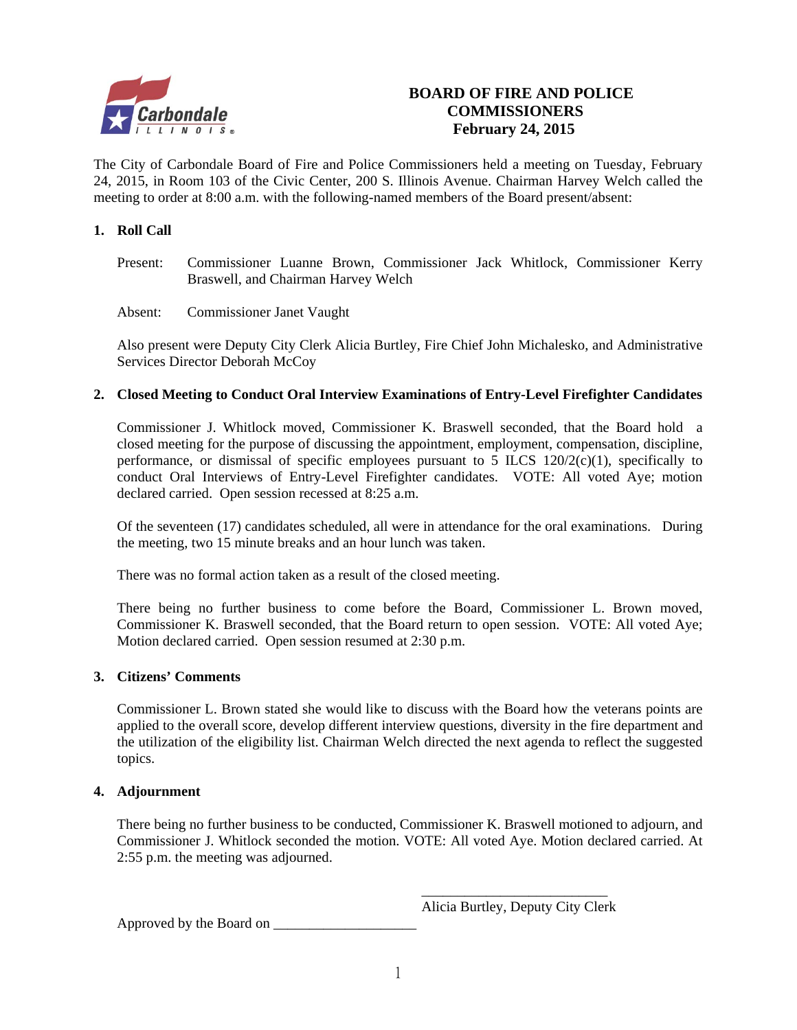# BOARD OF FIRE AND POLICE COMMISSIONERS
## February 24, 2015

The City of Carbondale Board of Fire and Police Commissioners held a meeting on Tuesday, February 24, 2015, in Room 103 of the Civic Center, 200 S. Illinois Avenue. Chairman Harvey Welch called the meeting to order at 8:00 a.m. with the following-named members of the Board present/absent:

### 1. Roll Call

Present: Commissioner Luanne Brown, Commissioner Jack Whitlock, Commissioner Kerry Braswell, and Chairman Harvey Welch

Absent: Commissioner Janet Vaught

Also present were Deputy City Clerk Alicia Burtley, Fire Chief John Michalesko, and Administrative Services Director Deborah McCoy

### 2. Closed Meeting to Conduct Oral Interview Examinations of Entry-Level Firefighter Candidates

Commissioner J. Whitlock moved, Commissioner K. Braswell seconded, that the Board hold a closed meeting for the purpose of discussing the appointment, employment, compensation, discipline, performance, or dismissal of specific employees pursuant to 5 ILCS 120/2(c)(1), specifically to conduct Oral Interviews of Entry-Level Firefighter candidates. VOTE: All voted Aye; motion declared carried. Open session recessed at 8:25 a.m.

Of the seventeen (17) candidates scheduled, all were in attendance for the oral examinations. During the meeting, two 15 minute breaks and an hour lunch was taken.

There was no formal action taken as a result of the closed meeting.

There being no further business to come before the Board, Commissioner L. Brown moved, Commissioner K. Braswell seconded, that the Board return to open session. VOTE: All voted Aye; Motion declared carried. Open session resumed at 2:30 p.m.

### 3. Citizens' Comments

Commissioner L. Brown stated she would like to discuss with the Board how the veterans points are applied to the overall score, develop different interview questions, diversity in the fire department and the utilization of the eligibility list. Chairman Welch directed the next agenda to reflect the suggested topics.

### 4. Adjournment

There being no further business to be conducted, Commissioner K. Braswell motioned to adjourn, and Commissioner J. Whitlock seconded the motion. VOTE: All voted Aye. Motion declared carried. At 2:55 p.m. the meeting was adjourned.

\_\_\_\_\_\_\_\_\_\_\_\_\_\_\_\_\_\_\_\_\_\_\_\_\_\_\_\_
Alicia Burtley, Deputy City Clerk

Approved by the Board on \_\_\_\_\_\_\_\_\_\_\_\_\_\_\_\_\_\_\_\_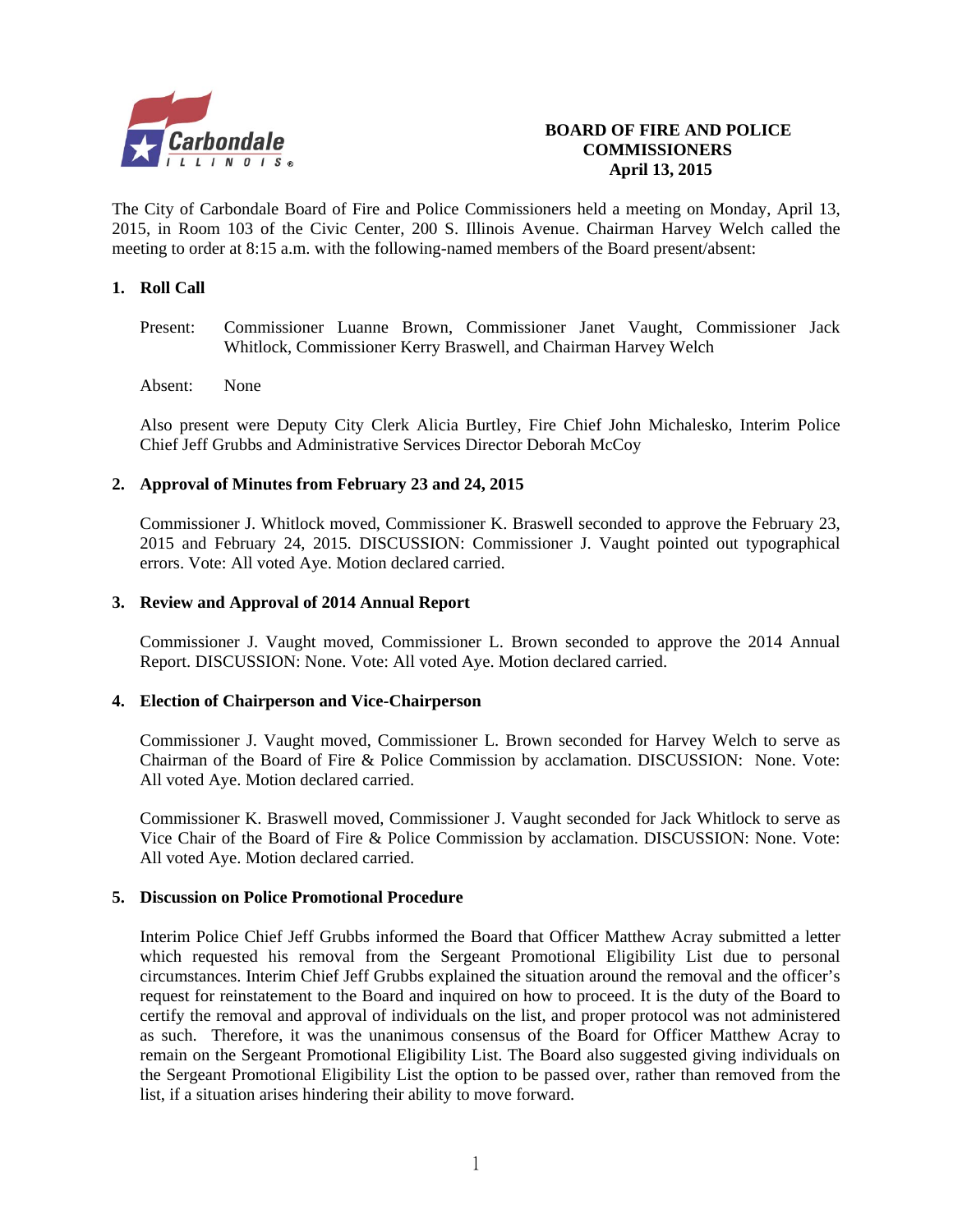# BOARD OF FIRE AND POLICE COMMISSIONERS
## April 13, 2015

The City of Carbondale Board of Fire and Police Commissioners held a meeting on Monday, April 13, 2015, in Room 103 of the Civic Center, 200 S. Illinois Avenue. Chairman Harvey Welch called the meeting to order at 8:15 a.m. with the following-named members of the Board present/absent:

### 1. Roll Call

Present: Commissioner Luanne Brown, Commissioner Janet Vaught, Commissioner Jack Whitlock, Commissioner Kerry Braswell, and Chairman Harvey Welch

Absent: None

Also present were Deputy City Clerk Alicia Burtley, Fire Chief John Michalesko, Interim Police Chief Jeff Grubbs and Administrative Services Director Deborah McCoy

### 2. Approval of Minutes from February 23 and 24, 2015

Commissioner J. Whitlock moved, Commissioner K. Braswell seconded to approve the February 23, 2015 and February 24, 2015. DISCUSSION: Commissioner J. Vaught pointed out typographical errors. Vote: All voted Aye. Motion declared carried.

### 3. Review and Approval of 2014 Annual Report

Commissioner J. Vaught moved, Commissioner L. Brown seconded to approve the 2014 Annual Report. DISCUSSION: None. Vote: All voted Aye. Motion declared carried.

### 4. Election of Chairperson and Vice-Chairperson

Commissioner J. Vaught moved, Commissioner L. Brown seconded for Harvey Welch to serve as Chairman of the Board of Fire & Police Commission by acclamation. DISCUSSION: None. Vote: All voted Aye. Motion declared carried.

Commissioner K. Braswell moved, Commissioner J. Vaught seconded for Jack Whitlock to serve as Vice Chair of the Board of Fire & Police Commission by acclamation. DISCUSSION: None. Vote: All voted Aye. Motion declared carried.

### 5. Discussion on Police Promotional Procedure

Interim Police Chief Jeff Grubbs informed the Board that Officer Matthew Acray submitted a letter which requested his removal from the Sergeant Promotional Eligibility List due to personal circumstances. Interim Chief Jeff Grubbs explained the situation around the removal and the officer's request for reinstatement to the Board and inquired on how to proceed. It is the duty of the Board to certify the removal and approval of individuals on the list, and proper protocol was not administered as such. Therefore, it was the unanimous consensus of the Board for Officer Matthew Acray to remain on the Sergeant Promotional Eligibility List. The Board also suggested giving individuals on the Sergeant Promotional Eligibility List the option to be passed over, rather than removed from the list, if a situation arises hindering their ability to move forward.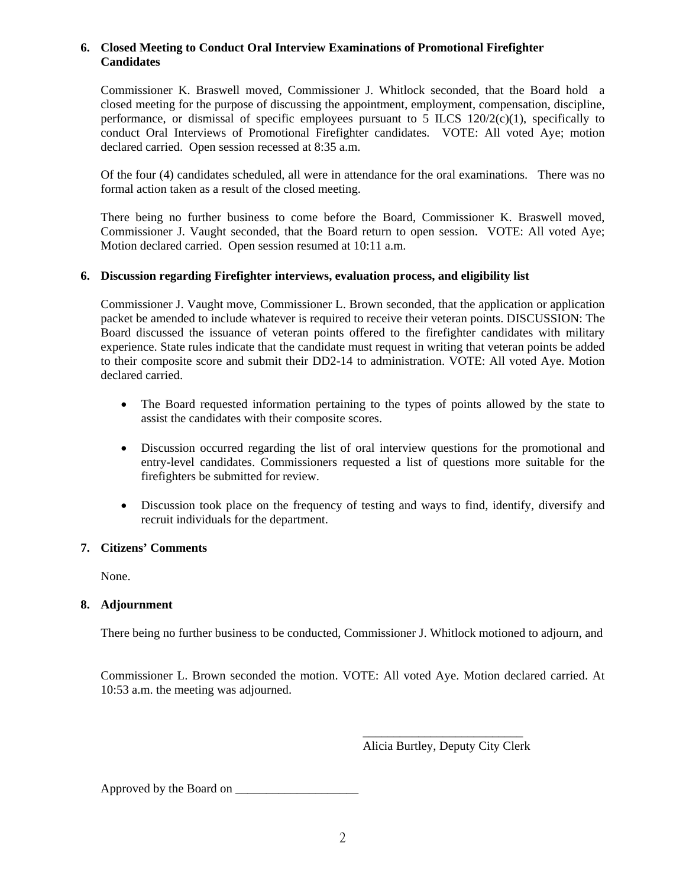**6. Closed Meeting to Conduct Oral Interview Examinations of Promotional Firefighter Candidates**

Commissioner K. Braswell moved, Commissioner J. Whitlock seconded, that the Board hold a closed meeting for the purpose of discussing the appointment, employment, compensation, discipline, performance, or dismissal of specific employees pursuant to 5 ILCS 120/2(c)(1), specifically to conduct Oral Interviews of Promotional Firefighter candidates. VOTE: All voted Aye; motion declared carried. Open session recessed at 8:35 a.m.

Of the four (4) candidates scheduled, all were in attendance for the oral examinations. There was no formal action taken as a result of the closed meeting.

There being no further business to come before the Board, Commissioner K. Braswell moved, Commissioner J. Vaught seconded, that the Board return to open session. VOTE: All voted Aye; Motion declared carried. Open session resumed at 10:11 a.m.

**6. Discussion regarding Firefighter interviews, evaluation process, and eligibility list**

Commissioner J. Vaught move, Commissioner L. Brown seconded, that the application or application packet be amended to include whatever is required to receive their veteran points. DISCUSSION: The Board discussed the issuance of veteran points offered to the firefighter candidates with military experience. State rules indicate that the candidate must request in writing that veteran points be added to their composite score and submit their DD2-14 to administration. VOTE: All voted Aye. Motion declared carried.

- The Board requested information pertaining to the types of points allowed by the state to assist the candidates with their composite scores.
- Discussion occurred regarding the list of oral interview questions for the promotional and entry-level candidates. Commissioners requested a list of questions more suitable for the firefighters be submitted for review.
- Discussion took place on the frequency of testing and ways to find, identify, diversify and recruit individuals for the department.

**7. Citizens' Comments**

None.

**8. Adjournment**

There being no further business to be conducted, Commissioner J. Whitlock motioned to adjourn, and

Commissioner L. Brown seconded the motion. VOTE: All voted Aye. Motion declared carried. At 10:53 a.m. the meeting was adjourned.

\_\_\_\_\_\_\_\_\_\_\_\_\_\_\_\_\_\_\_\_\_\_\_\_\_\_\_
Alicia Burtley, Deputy City Clerk

Approved by the Board on \_\_\_\_\_\_\_\_\_\_\_\_\_\_\_\_\_\_\_\_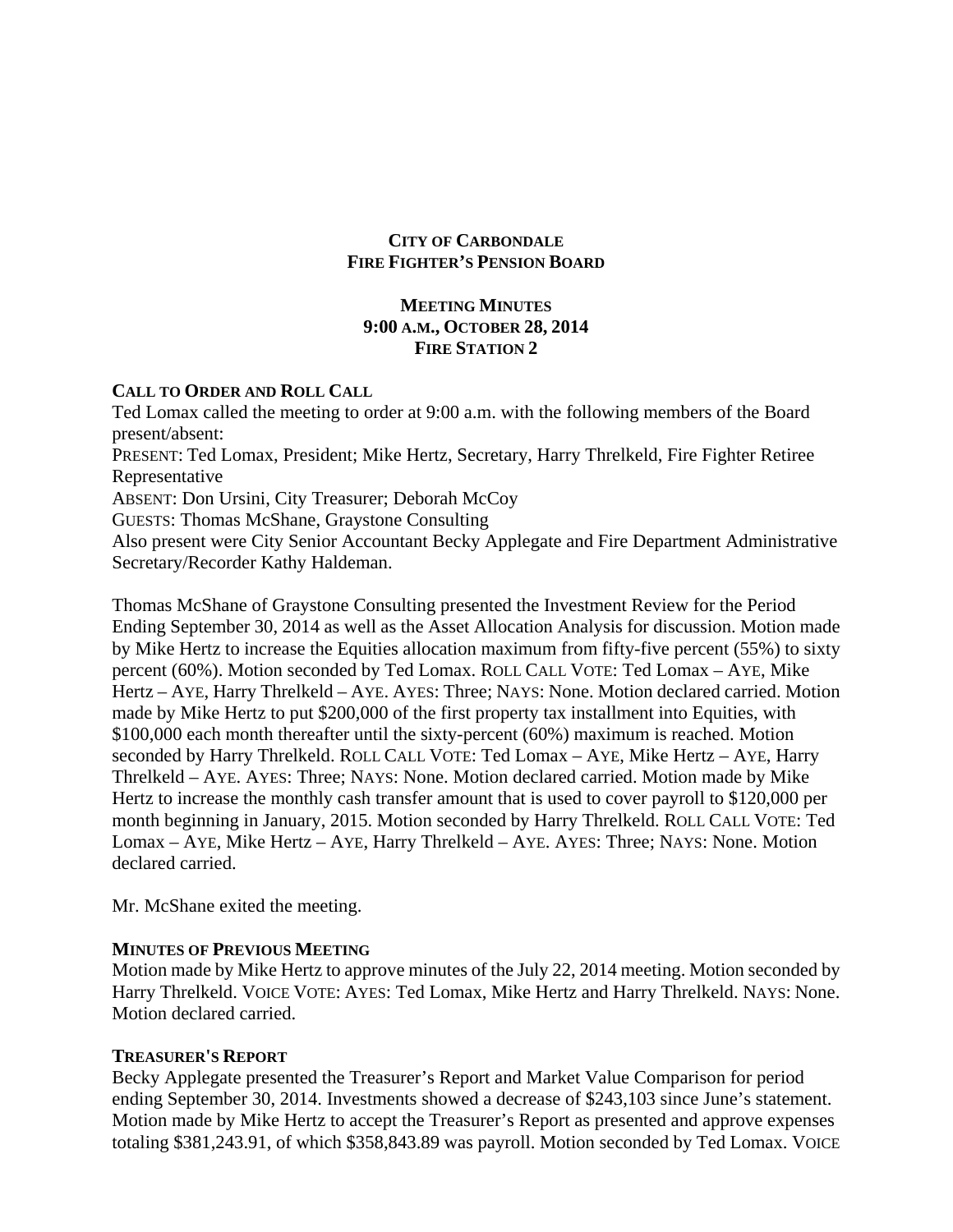**CITY OF CARBONDALE**
**FIRE FIGHTER'S PENSION BOARD**

**MEETING MINUTES**
**9:00 A.M., OCTOBER 28, 2014**
**FIRE STATION 2**

**CALL TO ORDER AND ROLL CALL**

Ted Lomax called the meeting to order at 9:00 a.m. with the following members of the Board present/absent:
PRESENT: Ted Lomax, President; Mike Hertz, Secretary, Harry Threlkeld, Fire Fighter Retiree Representative
ABSENT: Don Ursini, City Treasurer; Deborah McCoy
GUESTS: Thomas McShane, Graystone Consulting
Also present were City Senior Accountant Becky Applegate and Fire Department Administrative Secretary/Recorder Kathy Haldeman.

Thomas McShane of Graystone Consulting presented the Investment Review for the Period Ending September 30, 2014 as well as the Asset Allocation Analysis for discussion. Motion made by Mike Hertz to increase the Equities allocation maximum from fifty-five percent (55%) to sixty percent (60%). Motion seconded by Ted Lomax. ROLL CALL VOTE: Ted Lomax – AYE, Mike Hertz – AYE, Harry Threlkeld – AYE. AYES: Three; NAYS: None. Motion declared carried. Motion made by Mike Hertz to put $200,000 of the first property tax installment into Equities, with $100,000 each month thereafter until the sixty-percent (60%) maximum is reached. Motion seconded by Harry Threlkeld. ROLL CALL VOTE: Ted Lomax – AYE, Mike Hertz – AYE, Harry Threlkeld – AYE. AYES: Three; NAYS: None. Motion declared carried. Motion made by Mike Hertz to increase the monthly cash transfer amount that is used to cover payroll to $120,000 per month beginning in January, 2015. Motion seconded by Harry Threlkeld. ROLL CALL VOTE: Ted Lomax – AYE, Mike Hertz – AYE, Harry Threlkeld – AYE. AYES: Three; NAYS: None. Motion declared carried.

Mr. McShane exited the meeting.

**MINUTES OF PREVIOUS MEETING**

Motion made by Mike Hertz to approve minutes of the July 22, 2014 meeting. Motion seconded by Harry Threlkeld. VOICE VOTE: AYES: Ted Lomax, Mike Hertz and Harry Threlkeld. NAYS: None. Motion declared carried.

**TREASURER'S REPORT**

Becky Applegate presented the Treasurer's Report and Market Value Comparison for period ending September 30, 2014. Investments showed a decrease of $243,103 since June's statement. Motion made by Mike Hertz to accept the Treasurer's Report as presented and approve expenses totaling $381,243.91, of which $358,843.89 was payroll. Motion seconded by Ted Lomax. VOICE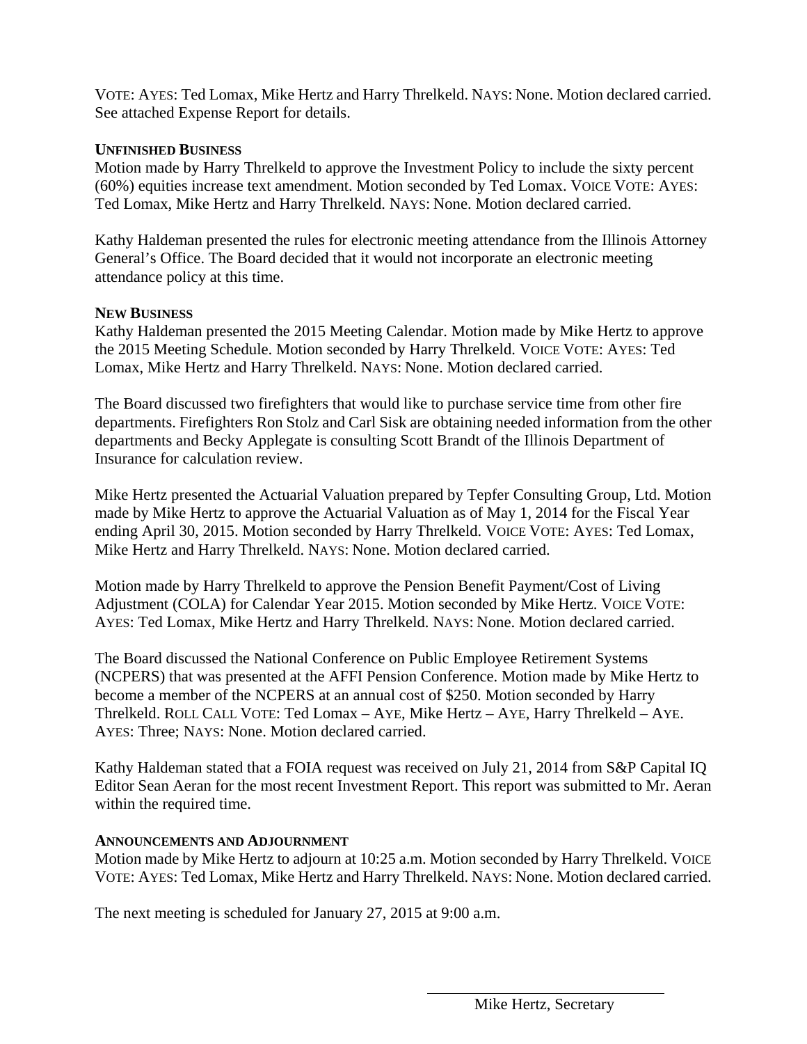VOTE: AYES: Ted Lomax, Mike Hertz and Harry Threlkeld. NAYS: None. Motion declared carried. See attached Expense Report for details.

**UNFINISHED BUSINESS**

Motion made by Harry Threlkeld to approve the Investment Policy to include the sixty percent (60%) equities increase text amendment. Motion seconded by Ted Lomax. VOICE VOTE: AYES: Ted Lomax, Mike Hertz and Harry Threlkeld. NAYS: None. Motion declared carried.

Kathy Haldeman presented the rules for electronic meeting attendance from the Illinois Attorney General's Office. The Board decided that it would not incorporate an electronic meeting attendance policy at this time.

**NEW BUSINESS**

Kathy Haldeman presented the 2015 Meeting Calendar. Motion made by Mike Hertz to approve the 2015 Meeting Schedule. Motion seconded by Harry Threlkeld. VOICE VOTE: AYES: Ted Lomax, Mike Hertz and Harry Threlkeld. NAYS: None. Motion declared carried.

The Board discussed two firefighters that would like to purchase service time from other fire departments. Firefighters Ron Stolz and Carl Sisk are obtaining needed information from the other departments and Becky Applegate is consulting Scott Brandt of the Illinois Department of Insurance for calculation review.

Mike Hertz presented the Actuarial Valuation prepared by Tepfer Consulting Group, Ltd. Motion made by Mike Hertz to approve the Actuarial Valuation as of May 1, 2014 for the Fiscal Year ending April 30, 2015. Motion seconded by Harry Threlkeld. VOICE VOTE: AYES: Ted Lomax, Mike Hertz and Harry Threlkeld. NAYS: None. Motion declared carried.

Motion made by Harry Threlkeld to approve the Pension Benefit Payment/Cost of Living Adjustment (COLA) for Calendar Year 2015. Motion seconded by Mike Hertz. VOICE VOTE: AYES: Ted Lomax, Mike Hertz and Harry Threlkeld. NAYS: None. Motion declared carried.

The Board discussed the National Conference on Public Employee Retirement Systems (NCPERS) that was presented at the AFFI Pension Conference. Motion made by Mike Hertz to become a member of the NCPERS at an annual cost of $250. Motion seconded by Harry Threlkeld. ROLL CALL VOTE: Ted Lomax – AYE, Mike Hertz – AYE, Harry Threlkeld – AYE. AYES: Three; NAYS: None. Motion declared carried.

Kathy Haldeman stated that a FOIA request was received on July 21, 2014 from S&P Capital IQ Editor Sean Aeran for the most recent Investment Report. This report was submitted to Mr. Aeran within the required time.

**ANNOUNCEMENTS AND ADJOURNMENT**

Motion made by Mike Hertz to adjourn at 10:25 a.m. Motion seconded by Harry Threlkeld. VOICE VOTE: AYES: Ted Lomax, Mike Hertz and Harry Threlkeld. NAYS: None. Motion declared carried.

The next meeting is scheduled for January 27, 2015 at 9:00 a.m.

\_\_\_\_\_\_\_\_\_\_\_\_\_\_\_\_\_\_\_\_\_\_\_\_\_\_\_\_\_\_\_\_

Mike Hertz, Secretary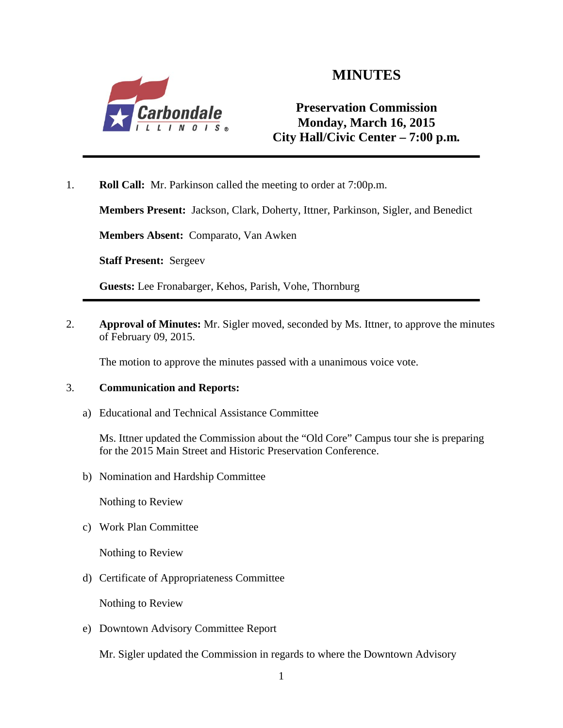# MINUTES

**Preservation Commission**
**Monday, March 16, 2015**
**City Hall/Civic Center – 7:00 p.m.**

---

1. **Roll Call:** Mr. Parkinson called the meeting to order at 7:00p.m.

   **Members Present:** Jackson, Clark, Doherty, Ittner, Parkinson, Sigler, and Benedict

   **Members Absent:** Comparato, Van Awken

   **Staff Present:** Sergeev

   **Guests:** Lee Fronabarger, Kehos, Parish, Vohe, Thornburg

---

2. **Approval of Minutes:** Mr. Sigler moved, seconded by Ms. Ittner, to approve the minutes of February 09, 2015.

   The motion to approve the minutes passed with a unanimous voice vote.

3. **Communication and Reports:**

   a) Educational and Technical Assistance Committee

   Ms. Ittner updated the Commission about the "Old Core" Campus tour she is preparing for the 2015 Main Street and Historic Preservation Conference.

   b) Nomination and Hardship Committee

   Nothing to Review

   c) Work Plan Committee

   Nothing to Review

   d) Certificate of Appropriateness Committee

   Nothing to Review

   e) Downtown Advisory Committee Report

   Mr. Sigler updated the Commission in regards to where the Downtown Advisory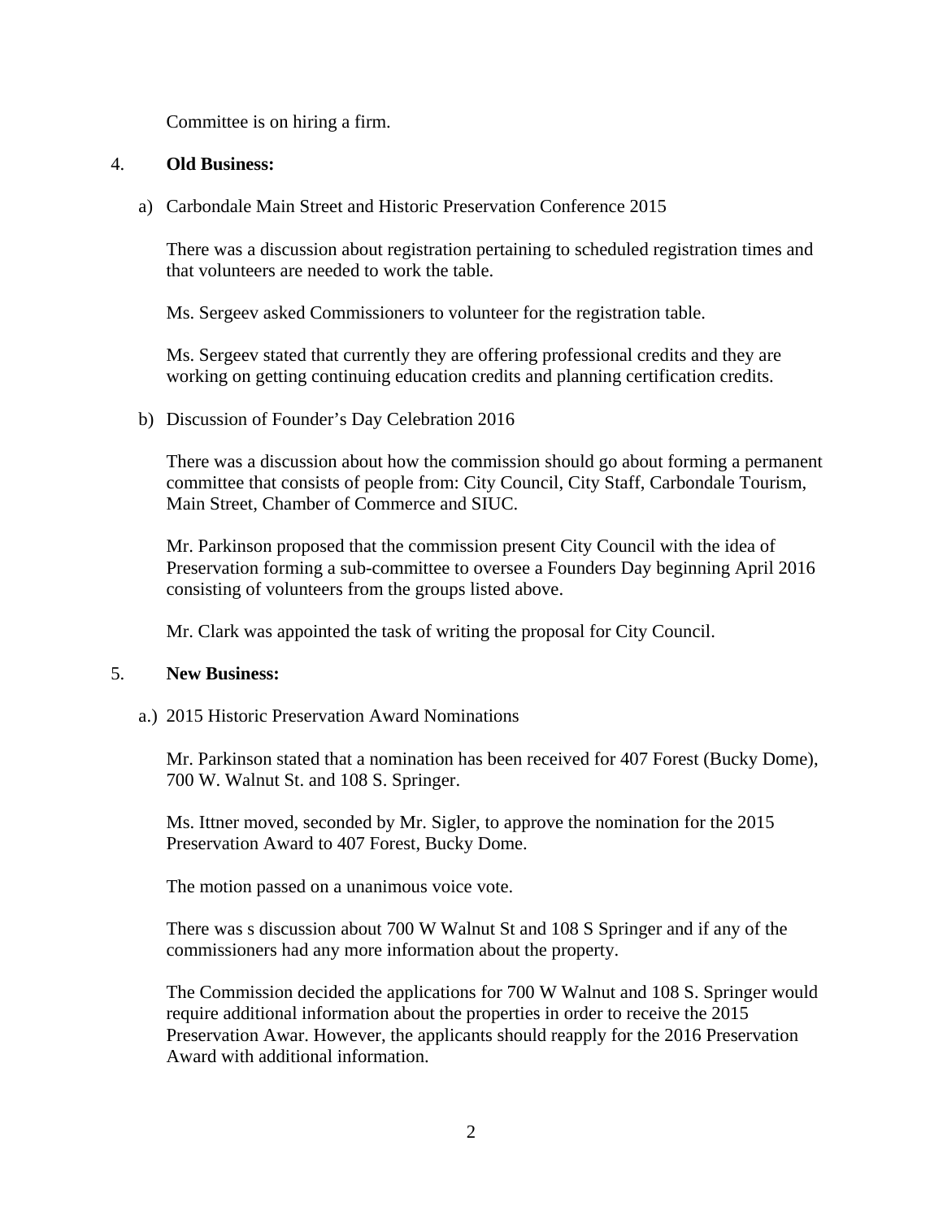Committee is on hiring a firm.

4. **Old Business:**

a) Carbondale Main Street and Historic Preservation Conference 2015

There was a discussion about registration pertaining to scheduled registration times and that volunteers are needed to work the table.

Ms. Sergeev asked Commissioners to volunteer for the registration table.

Ms. Sergeev stated that currently they are offering professional credits and they are working on getting continuing education credits and planning certification credits.

b) Discussion of Founder's Day Celebration 2016

There was a discussion about how the commission should go about forming a permanent committee that consists of people from: City Council, City Staff, Carbondale Tourism, Main Street, Chamber of Commerce and SIUC.

Mr. Parkinson proposed that the commission present City Council with the idea of Preservation forming a sub-committee to oversee a Founders Day beginning April 2016 consisting of volunteers from the groups listed above.

Mr. Clark was appointed the task of writing the proposal for City Council.

5. **New Business:**

a.) 2015 Historic Preservation Award Nominations

Mr. Parkinson stated that a nomination has been received for 407 Forest (Bucky Dome), 700 W. Walnut St. and 108 S. Springer.

Ms. Ittner moved, seconded by Mr. Sigler, to approve the nomination for the 2015 Preservation Award to 407 Forest, Bucky Dome.

The motion passed on a unanimous voice vote.

There was s discussion about 700 W Walnut St and 108 S Springer and if any of the commissioners had any more information about the property.

The Commission decided the applications for 700 W Walnut and 108 S. Springer would require additional information about the properties in order to receive the 2015 Preservation Awar. However, the applicants should reapply for the 2016 Preservation Award with additional information.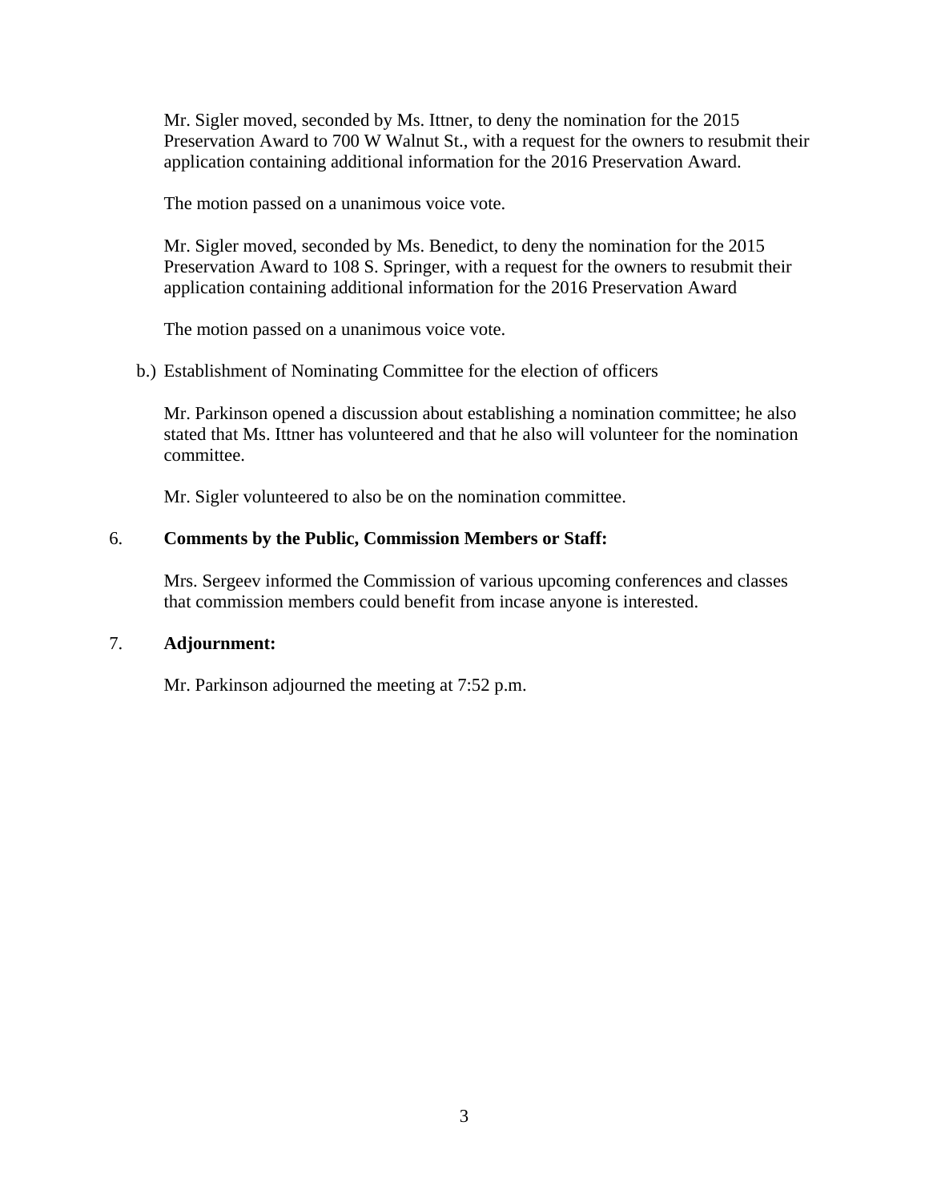Mr. Sigler moved, seconded by Ms. Ittner, to deny the nomination for the 2015 Preservation Award to 700 W Walnut St., with a request for the owners to resubmit their application containing additional information for the 2016 Preservation Award.

The motion passed on a unanimous voice vote.

Mr. Sigler moved, seconded by Ms. Benedict, to deny the nomination for the 2015 Preservation Award to 108 S. Springer, with a request for the owners to resubmit their application containing additional information for the 2016 Preservation Award

The motion passed on a unanimous voice vote.

b.) Establishment of Nominating Committee for the election of officers

Mr. Parkinson opened a discussion about establishing a nomination committee; he also stated that Ms. Ittner has volunteered and that he also will volunteer for the nomination committee.

Mr. Sigler volunteered to also be on the nomination committee.

6. **Comments by the Public, Commission Members or Staff:**

Mrs. Sergeev informed the Commission of various upcoming conferences and classes that commission members could benefit from incase anyone is interested.

7. **Adjournment:**

Mr. Parkinson adjourned the meeting at 7:52 p.m.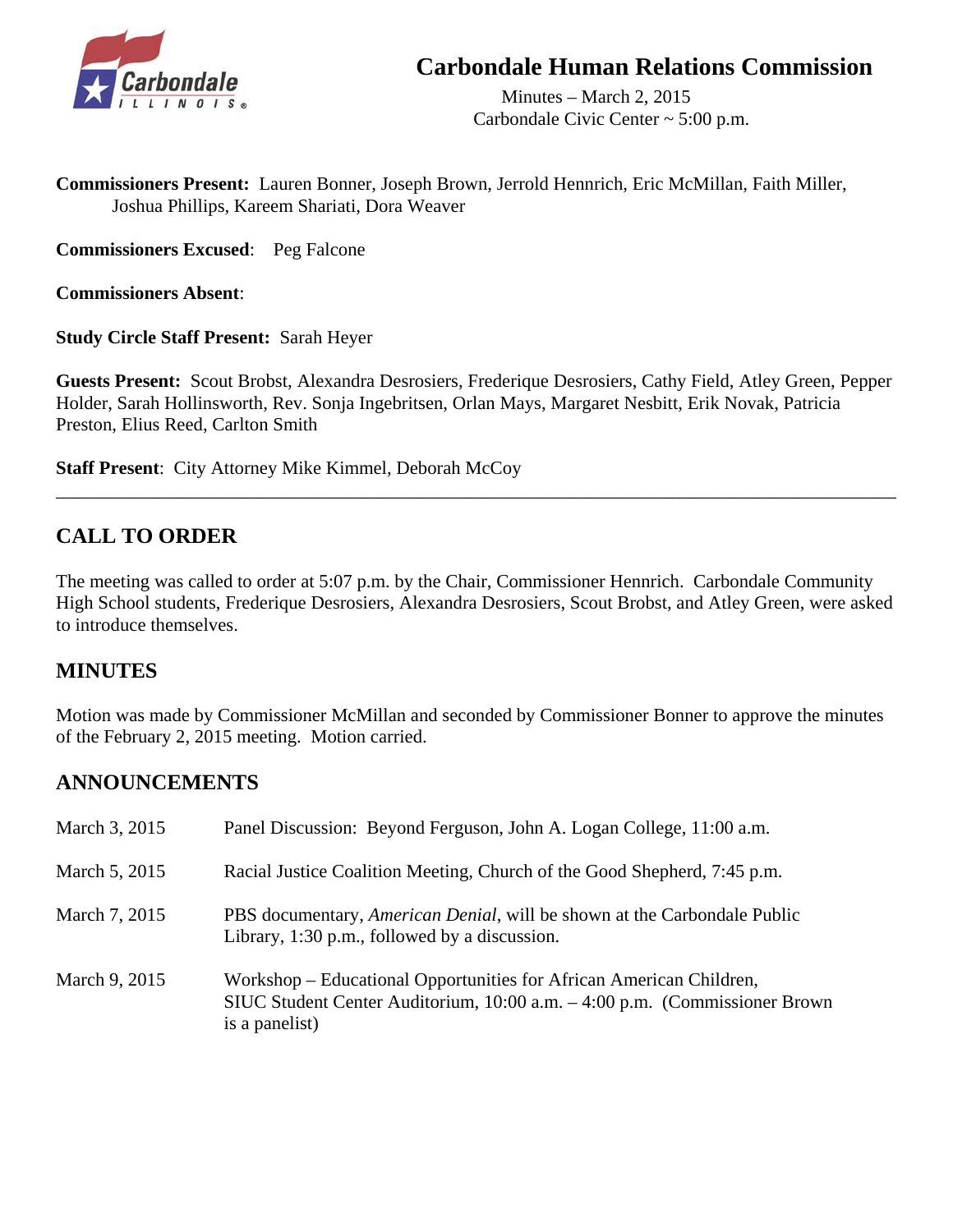# Carbondale Human Relations Commission

Minutes – March 2, 2015
Carbondale Civic Center ~ 5:00 p.m.

**Commissioners Present:** Lauren Bonner, Joseph Brown, Jerrold Hennrich, Eric McMillan, Faith Miller, Joshua Phillips, Kareem Shariati, Dora Weaver

**Commissioners Excused**: Peg Falcone

**Commissioners Absent**:

**Study Circle Staff Present:** Sarah Heyer

**Guests Present:** Scout Brobst, Alexandra Desrosiers, Frederique Desrosiers, Cathy Field, Atley Green, Pepper Holder, Sarah Hollinsworth, Rev. Sonja Ingebritsen, Orlan Mays, Margaret Nesbitt, Erik Novak, Patricia Preston, Elius Reed, Carlton Smith

**Staff Present**: City Attorney Mike Kimmel, Deborah McCoy

---

## CALL TO ORDER

The meeting was called to order at 5:07 p.m. by the Chair, Commissioner Hennrich. Carbondale Community High School students, Frederique Desrosiers, Alexandra Desrosiers, Scout Brobst, and Atley Green, were asked to introduce themselves.

## MINUTES

Motion was made by Commissioner McMillan and seconded by Commissioner Bonner to approve the minutes of the February 2, 2015 meeting. Motion carried.

## ANNOUNCEMENTS

| | |
|---|---|
| March 3, 2015 | Panel Discussion: Beyond Ferguson, John A. Logan College, 11:00 a.m. |
| March 5, 2015 | Racial Justice Coalition Meeting, Church of the Good Shepherd, 7:45 p.m. |
| March 7, 2015 | PBS documentary, *American Denial*, will be shown at the Carbondale Public Library, 1:30 p.m., followed by a discussion. |
| March 9, 2015 | Workshop – Educational Opportunities for African American Children, SIUC Student Center Auditorium, 10:00 a.m. – 4:00 p.m. (Commissioner Brown is a panelist) |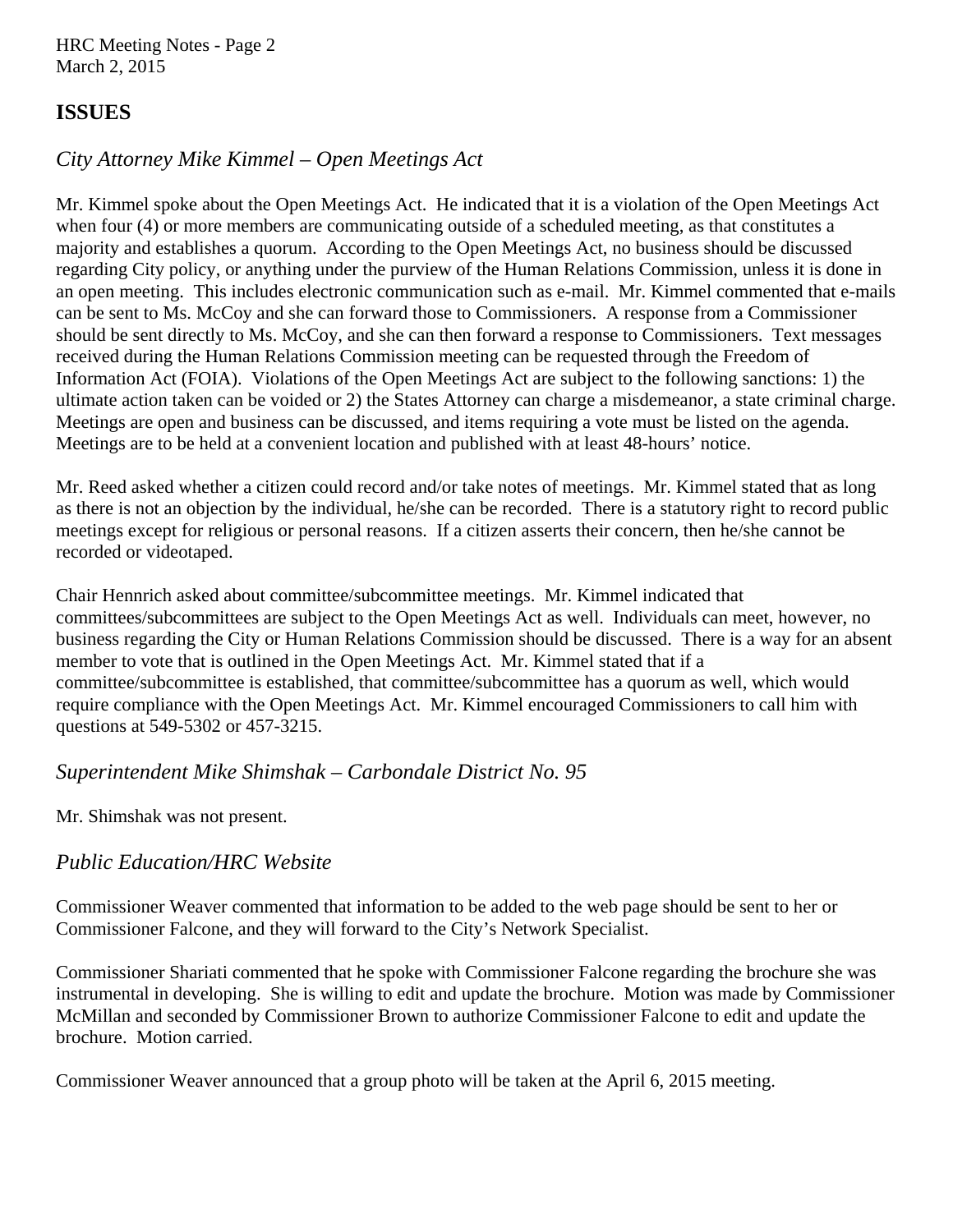## ISSUES

### *City Attorney Mike Kimmel – Open Meetings Act*

Mr. Kimmel spoke about the Open Meetings Act. He indicated that it is a violation of the Open Meetings Act when four (4) or more members are communicating outside of a scheduled meeting, as that constitutes a majority and establishes a quorum. According to the Open Meetings Act, no business should be discussed regarding City policy, or anything under the purview of the Human Relations Commission, unless it is done in an open meeting. This includes electronic communication such as e-mail. Mr. Kimmel commented that e-mails can be sent to Ms. McCoy and she can forward those to Commissioners. A response from a Commissioner should be sent directly to Ms. McCoy, and she can then forward a response to Commissioners. Text messages received during the Human Relations Commission meeting can be requested through the Freedom of Information Act (FOIA). Violations of the Open Meetings Act are subject to the following sanctions: 1) the ultimate action taken can be voided or 2) the States Attorney can charge a misdemeanor, a state criminal charge. Meetings are open and business can be discussed, and items requiring a vote must be listed on the agenda. Meetings are to be held at a convenient location and published with at least 48-hours' notice.

Mr. Reed asked whether a citizen could record and/or take notes of meetings. Mr. Kimmel stated that as long as there is not an objection by the individual, he/she can be recorded. There is a statutory right to record public meetings except for religious or personal reasons. If a citizen asserts their concern, then he/she cannot be recorded or videotaped.

Chair Hennrich asked about committee/subcommittee meetings. Mr. Kimmel indicated that committees/subcommittees are subject to the Open Meetings Act as well. Individuals can meet, however, no business regarding the City or Human Relations Commission should be discussed. There is a way for an absent member to vote that is outlined in the Open Meetings Act. Mr. Kimmel stated that if a committee/subcommittee is established, that committee/subcommittee has a quorum as well, which would require compliance with the Open Meetings Act. Mr. Kimmel encouraged Commissioners to call him with questions at 549-5302 or 457-3215.

### *Superintendent Mike Shimshak – Carbondale District No. 95*

Mr. Shimshak was not present.

### *Public Education/HRC Website*

Commissioner Weaver commented that information to be added to the web page should be sent to her or Commissioner Falcone, and they will forward to the City's Network Specialist.

Commissioner Shariati commented that he spoke with Commissioner Falcone regarding the brochure she was instrumental in developing. She is willing to edit and update the brochure. Motion was made by Commissioner McMillan and seconded by Commissioner Brown to authorize Commissioner Falcone to edit and update the brochure. Motion carried.

Commissioner Weaver announced that a group photo will be taken at the April 6, 2015 meeting.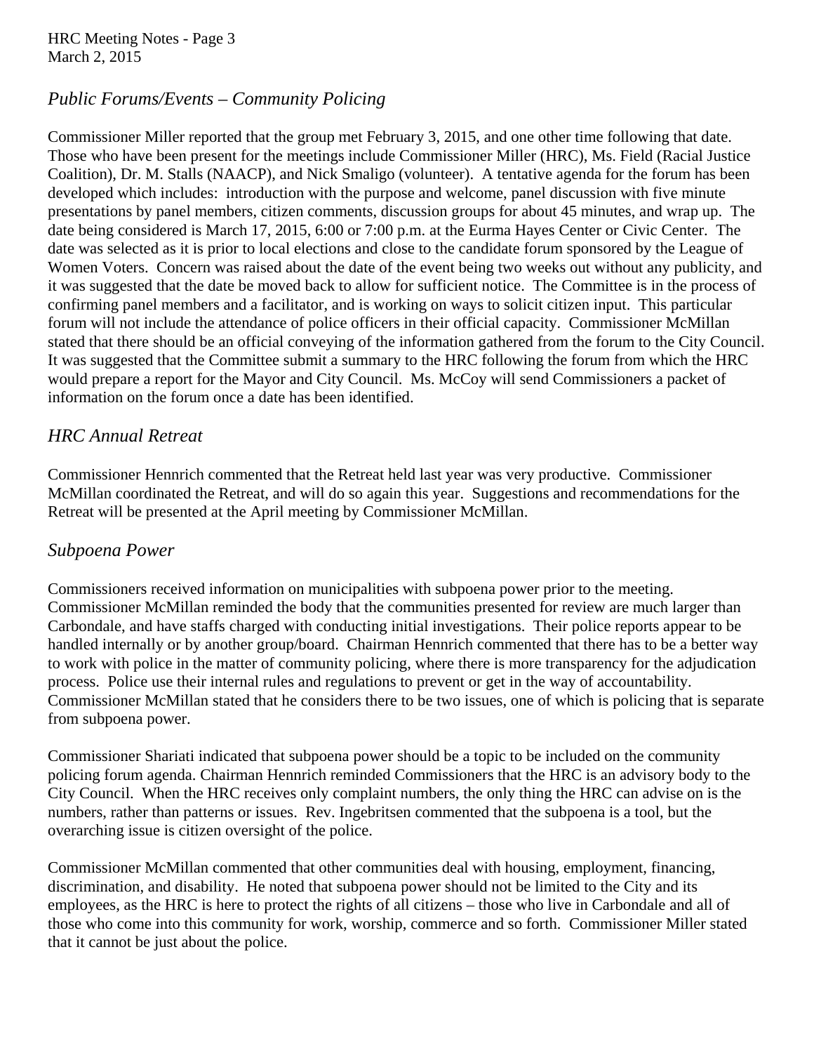## *Public Forums/Events – Community Policing*

Commissioner Miller reported that the group met February 3, 2015, and one other time following that date. Those who have been present for the meetings include Commissioner Miller (HRC), Ms. Field (Racial Justice Coalition), Dr. M. Stalls (NAACP), and Nick Smaligo (volunteer). A tentative agenda for the forum has been developed which includes: introduction with the purpose and welcome, panel discussion with five minute presentations by panel members, citizen comments, discussion groups for about 45 minutes, and wrap up. The date being considered is March 17, 2015, 6:00 or 7:00 p.m. at the Eurma Hayes Center or Civic Center. The date was selected as it is prior to local elections and close to the candidate forum sponsored by the League of Women Voters. Concern was raised about the date of the event being two weeks out without any publicity, and it was suggested that the date be moved back to allow for sufficient notice. The Committee is in the process of confirming panel members and a facilitator, and is working on ways to solicit citizen input. This particular forum will not include the attendance of police officers in their official capacity. Commissioner McMillan stated that there should be an official conveying of the information gathered from the forum to the City Council. It was suggested that the Committee submit a summary to the HRC following the forum from which the HRC would prepare a report for the Mayor and City Council. Ms. McCoy will send Commissioners a packet of information on the forum once a date has been identified.

## *HRC Annual Retreat*

Commissioner Hennrich commented that the Retreat held last year was very productive. Commissioner McMillan coordinated the Retreat, and will do so again this year. Suggestions and recommendations for the Retreat will be presented at the April meeting by Commissioner McMillan.

## *Subpoena Power*

Commissioners received information on municipalities with subpoena power prior to the meeting. Commissioner McMillan reminded the body that the communities presented for review are much larger than Carbondale, and have staffs charged with conducting initial investigations. Their police reports appear to be handled internally or by another group/board. Chairman Hennrich commented that there has to be a better way to work with police in the matter of community policing, where there is more transparency for the adjudication process. Police use their internal rules and regulations to prevent or get in the way of accountability. Commissioner McMillan stated that he considers there to be two issues, one of which is policing that is separate from subpoena power.

Commissioner Shariati indicated that subpoena power should be a topic to be included on the community policing forum agenda. Chairman Hennrich reminded Commissioners that the HRC is an advisory body to the City Council. When the HRC receives only complaint numbers, the only thing the HRC can advise on is the numbers, rather than patterns or issues. Rev. Ingebritsen commented that the subpoena is a tool, but the overarching issue is citizen oversight of the police.

Commissioner McMillan commented that other communities deal with housing, employment, financing, discrimination, and disability. He noted that subpoena power should not be limited to the City and its employees, as the HRC is here to protect the rights of all citizens – those who live in Carbondale and all of those who come into this community for work, worship, commerce and so forth. Commissioner Miller stated that it cannot be just about the police.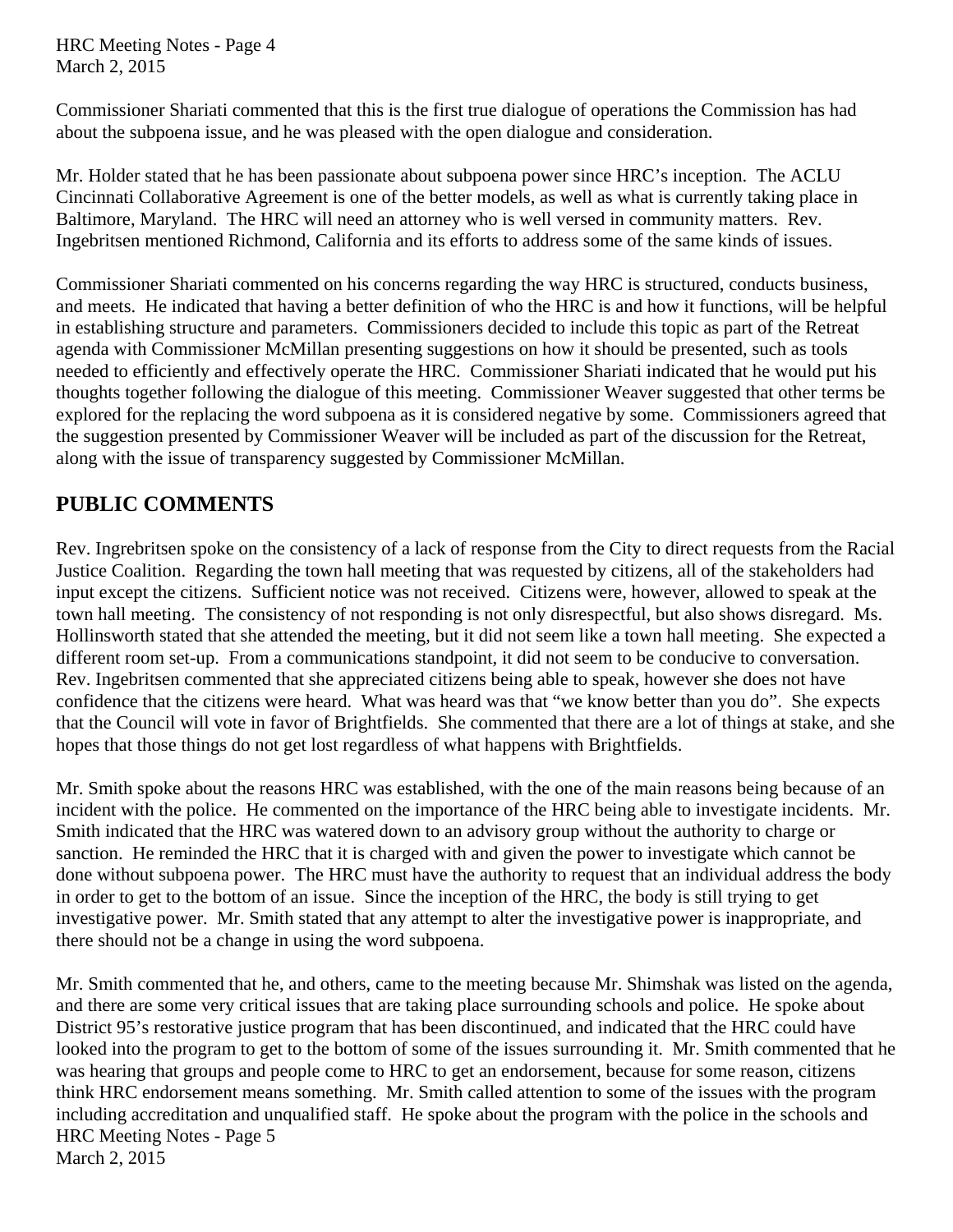Commissioner Shariati commented that this is the first true dialogue of operations the Commission has had about the subpoena issue, and he was pleased with the open dialogue and consideration.

Mr. Holder stated that he has been passionate about subpoena power since HRC's inception. The ACLU Cincinnati Collaborative Agreement is one of the better models, as well as what is currently taking place in Baltimore, Maryland. The HRC will need an attorney who is well versed in community matters. Rev. Ingebritsen mentioned Richmond, California and its efforts to address some of the same kinds of issues.

Commissioner Shariati commented on his concerns regarding the way HRC is structured, conducts business, and meets. He indicated that having a better definition of who the HRC is and how it functions, will be helpful in establishing structure and parameters. Commissioners decided to include this topic as part of the Retreat agenda with Commissioner McMillan presenting suggestions on how it should be presented, such as tools needed to efficiently and effectively operate the HRC. Commissioner Shariati indicated that he would put his thoughts together following the dialogue of this meeting. Commissioner Weaver suggested that other terms be explored for the replacing the word subpoena as it is considered negative by some. Commissioners agreed that the suggestion presented by Commissioner Weaver will be included as part of the discussion for the Retreat, along with the issue of transparency suggested by Commissioner McMillan.

## PUBLIC COMMENTS

Rev. Ingrebritsen spoke on the consistency of a lack of response from the City to direct requests from the Racial Justice Coalition. Regarding the town hall meeting that was requested by citizens, all of the stakeholders had input except the citizens. Sufficient notice was not received. Citizens were, however, allowed to speak at the town hall meeting. The consistency of not responding is not only disrespectful, but also shows disregard. Ms. Hollinsworth stated that she attended the meeting, but it did not seem like a town hall meeting. She expected a different room set-up. From a communications standpoint, it did not seem to be conducive to conversation. Rev. Ingebritsen commented that she appreciated citizens being able to speak, however she does not have confidence that the citizens were heard. What was heard was that "we know better than you do". She expects that the Council will vote in favor of Brightfields. She commented that there are a lot of things at stake, and she hopes that those things do not get lost regardless of what happens with Brightfields.

Mr. Smith spoke about the reasons HRC was established, with the one of the main reasons being because of an incident with the police. He commented on the importance of the HRC being able to investigate incidents. Mr. Smith indicated that the HRC was watered down to an advisory group without the authority to charge or sanction. He reminded the HRC that it is charged with and given the power to investigate which cannot be done without subpoena power. The HRC must have the authority to request that an individual address the body in order to get to the bottom of an issue. Since the inception of the HRC, the body is still trying to get investigative power. Mr. Smith stated that any attempt to alter the investigative power is inappropriate, and there should not be a change in using the word subpoena.

Mr. Smith commented that he, and others, came to the meeting because Mr. Shimshak was listed on the agenda, and there are some very critical issues that are taking place surrounding schools and police. He spoke about District 95's restorative justice program that has been discontinued, and indicated that the HRC could have looked into the program to get to the bottom of some of the issues surrounding it. Mr. Smith commented that he was hearing that groups and people come to HRC to get an endorsement, because for some reason, citizens think HRC endorsement means something. Mr. Smith called attention to some of the issues with the program including accreditation and unqualified staff. He spoke about the program with the police in the schools and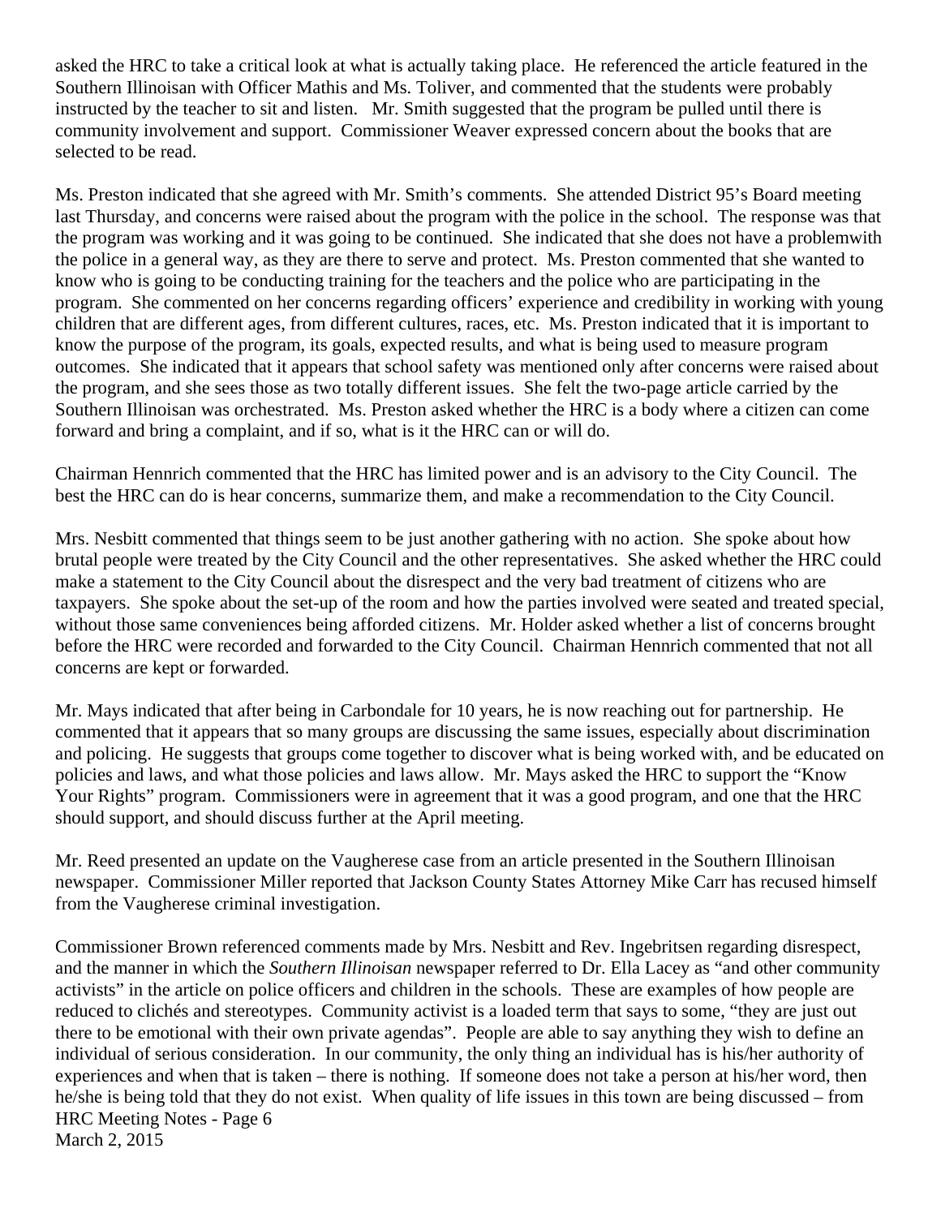asked the HRC to take a critical look at what is actually taking place. He referenced the article featured in the Southern Illinoisan with Officer Mathis and Ms. Toliver, and commented that the students were probably instructed by the teacher to sit and listen. Mr. Smith suggested that the program be pulled until there is community involvement and support. Commissioner Weaver expressed concern about the books that are selected to be read.

Ms. Preston indicated that she agreed with Mr. Smith's comments. She attended District 95's Board meeting last Thursday, and concerns were raised about the program with the police in the school. The response was that the program was working and it was going to be continued. She indicated that she does not have a problemwith the police in a general way, as they are there to serve and protect. Ms. Preston commented that she wanted to know who is going to be conducting training for the teachers and the police who are participating in the program. She commented on her concerns regarding officers' experience and credibility in working with young children that are different ages, from different cultures, races, etc. Ms. Preston indicated that it is important to know the purpose of the program, its goals, expected results, and what is being used to measure program outcomes. She indicated that it appears that school safety was mentioned only after concerns were raised about the program, and she sees those as two totally different issues. She felt the two-page article carried by the Southern Illinoisan was orchestrated. Ms. Preston asked whether the HRC is a body where a citizen can come forward and bring a complaint, and if so, what is it the HRC can or will do.

Chairman Hennrich commented that the HRC has limited power and is an advisory to the City Council. The best the HRC can do is hear concerns, summarize them, and make a recommendation to the City Council.

Mrs. Nesbitt commented that things seem to be just another gathering with no action. She spoke about how brutal people were treated by the City Council and the other representatives. She asked whether the HRC could make a statement to the City Council about the disrespect and the very bad treatment of citizens who are taxpayers. She spoke about the set-up of the room and how the parties involved were seated and treated special, without those same conveniences being afforded citizens. Mr. Holder asked whether a list of concerns brought before the HRC were recorded and forwarded to the City Council. Chairman Hennrich commented that not all concerns are kept or forwarded.

Mr. Mays indicated that after being in Carbondale for 10 years, he is now reaching out for partnership. He commented that it appears that so many groups are discussing the same issues, especially about discrimination and policing. He suggests that groups come together to discover what is being worked with, and be educated on policies and laws, and what those policies and laws allow. Mr. Mays asked the HRC to support the "Know Your Rights" program. Commissioners were in agreement that it was a good program, and one that the HRC should support, and should discuss further at the April meeting.

Mr. Reed presented an update on the Vaugherese case from an article presented in the Southern Illinoisan newspaper. Commissioner Miller reported that Jackson County States Attorney Mike Carr has recused himself from the Vaugherese criminal investigation.

Commissioner Brown referenced comments made by Mrs. Nesbitt and Rev. Ingebritsen regarding disrespect, and the manner in which the *Southern Illinoisan* newspaper referred to Dr. Ella Lacey as "and other community activists" in the article on police officers and children in the schools. These are examples of how people are reduced to clichés and stereotypes. Community activist is a loaded term that says to some, "they are just out there to be emotional with their own private agendas". People are able to say anything they wish to define an individual of serious consideration. In our community, the only thing an individual has is his/her authority of experiences and when that is taken – there is nothing. If someone does not take a person at his/her word, then he/she is being told that they do not exist. When quality of life issues in this town are being discussed – from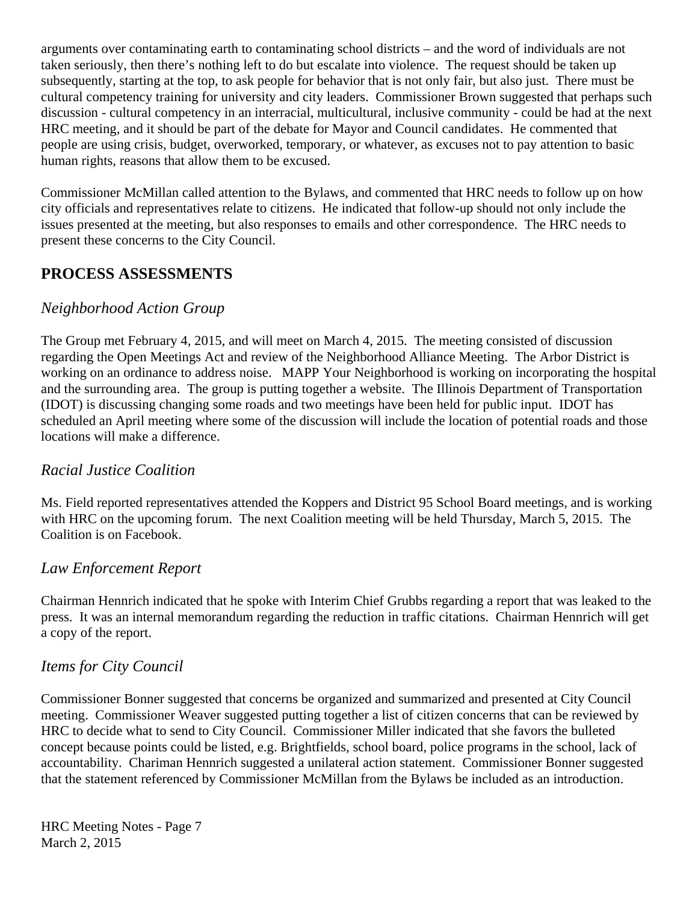arguments over contaminating earth to contaminating school districts – and the word of individuals are not taken seriously, then there's nothing left to do but escalate into violence. The request should be taken up subsequently, starting at the top, to ask people for behavior that is not only fair, but also just. There must be cultural competency training for university and city leaders. Commissioner Brown suggested that perhaps such discussion - cultural competency in an interracial, multicultural, inclusive community - could be had at the next HRC meeting, and it should be part of the debate for Mayor and Council candidates. He commented that people are using crisis, budget, overworked, temporary, or whatever, as excuses not to pay attention to basic human rights, reasons that allow them to be excused.

Commissioner McMillan called attention to the Bylaws, and commented that HRC needs to follow up on how city officials and representatives relate to citizens. He indicated that follow-up should not only include the issues presented at the meeting, but also responses to emails and other correspondence. The HRC needs to present these concerns to the City Council.

## PROCESS ASSESSMENTS

### *Neighborhood Action Group*

The Group met February 4, 2015, and will meet on March 4, 2015. The meeting consisted of discussion regarding the Open Meetings Act and review of the Neighborhood Alliance Meeting. The Arbor District is working on an ordinance to address noise. MAPP Your Neighborhood is working on incorporating the hospital and the surrounding area. The group is putting together a website. The Illinois Department of Transportation (IDOT) is discussing changing some roads and two meetings have been held for public input. IDOT has scheduled an April meeting where some of the discussion will include the location of potential roads and those locations will make a difference.

### *Racial Justice Coalition*

Ms. Field reported representatives attended the Koppers and District 95 School Board meetings, and is working with HRC on the upcoming forum. The next Coalition meeting will be held Thursday, March 5, 2015. The Coalition is on Facebook.

### *Law Enforcement Report*

Chairman Hennrich indicated that he spoke with Interim Chief Grubbs regarding a report that was leaked to the press. It was an internal memorandum regarding the reduction in traffic citations. Chairman Hennrich will get a copy of the report.

### *Items for City Council*

Commissioner Bonner suggested that concerns be organized and summarized and presented at City Council meeting. Commissioner Weaver suggested putting together a list of citizen concerns that can be reviewed by HRC to decide what to send to City Council. Commissioner Miller indicated that she favors the bulleted concept because points could be listed, e.g. Brightfields, school board, police programs in the school, lack of accountability. Chariman Hennrich suggested a unilateral action statement. Commissioner Bonner suggested that the statement referenced by Commissioner McMillan from the Bylaws be included as an introduction.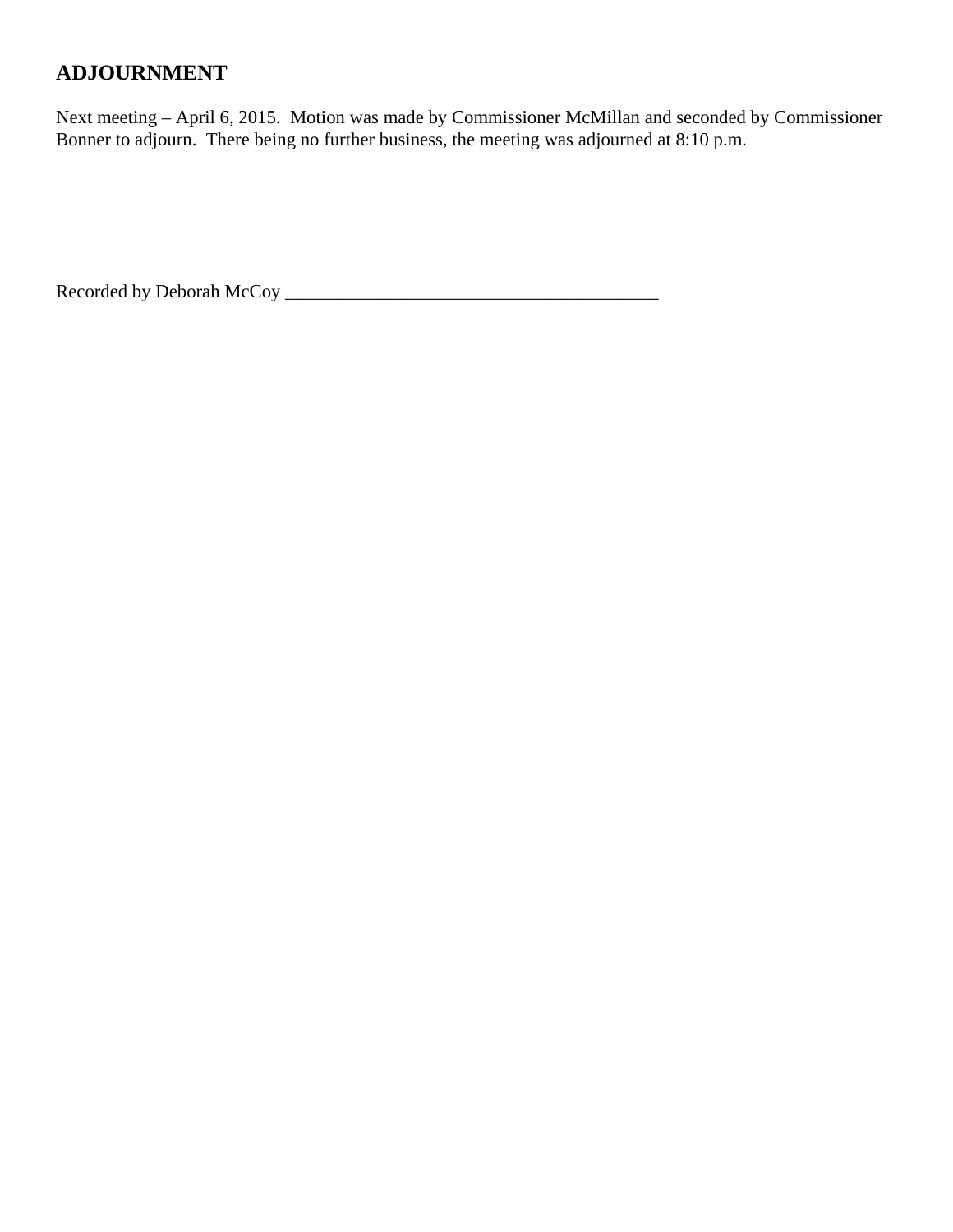## ADJOURNMENT

Next meeting – April 6, 2015. Motion was made by Commissioner McMillan and seconded by Commissioner Bonner to adjourn. There being no further business, the meeting was adjourned at 8:10 p.m.

Recorded by Deborah McCoy ________________________________________